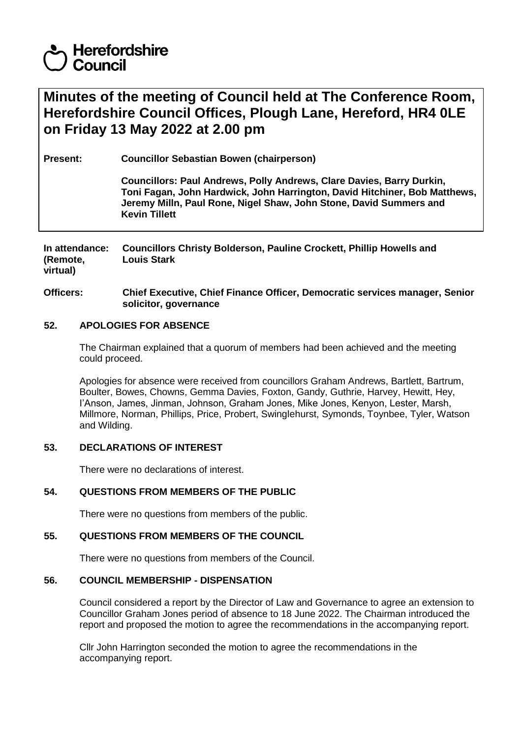Herefordshire Council

# Minutes of the meeting of Council held at The Conference Room, Herefordshire Council Offices, Plough Lane, Hereford, HR4 0LE on Friday 13 May 2022 at 2.00 pm

**Present:** **Councillor Sebastian Bowen (chairperson)**

**Councillors: Paul Andrews, Polly Andrews, Clare Davies, Barry Durkin, Toni Fagan, John Hardwick, John Harrington, David Hitchiner, Bob Matthews, Jeremy Milln, Paul Rone, Nigel Shaw, John Stone, David Summers and Kevin Tillett**

**In attendance: (Remote, virtual)** **Councillors Christy Bolderson, Pauline Crockett, Phillip Howells and Louis Stark**

**Officers:** **Chief Executive, Chief Finance Officer, Democratic services manager, Senior solicitor, governance**

## 52. APOLOGIES FOR ABSENCE

The Chairman explained that a quorum of members had been achieved and the meeting could proceed.

Apologies for absence were received from councillors Graham Andrews, Bartlett, Bartrum, Boulter, Bowes, Chowns, Gemma Davies, Foxton, Gandy, Guthrie, Harvey, Hewitt, Hey, I'Anson, James, Jinman, Johnson, Graham Jones, Mike Jones, Kenyon, Lester, Marsh, Millmore, Norman, Phillips, Price, Probert, Swinglehurst, Symonds, Toynbee, Tyler, Watson and Wilding.

## 53. DECLARATIONS OF INTEREST

There were no declarations of interest.

## 54. QUESTIONS FROM MEMBERS OF THE PUBLIC

There were no questions from members of the public.

## 55. QUESTIONS FROM MEMBERS OF THE COUNCIL

There were no questions from members of the Council.

## 56. COUNCIL MEMBERSHIP - DISPENSATION

Council considered a report by the Director of Law and Governance to agree an extension to Councillor Graham Jones period of absence to 18 June 2022. The Chairman introduced the report and proposed the motion to agree the recommendations in the accompanying report.

Cllr John Harrington seconded the motion to agree the recommendations in the accompanying report.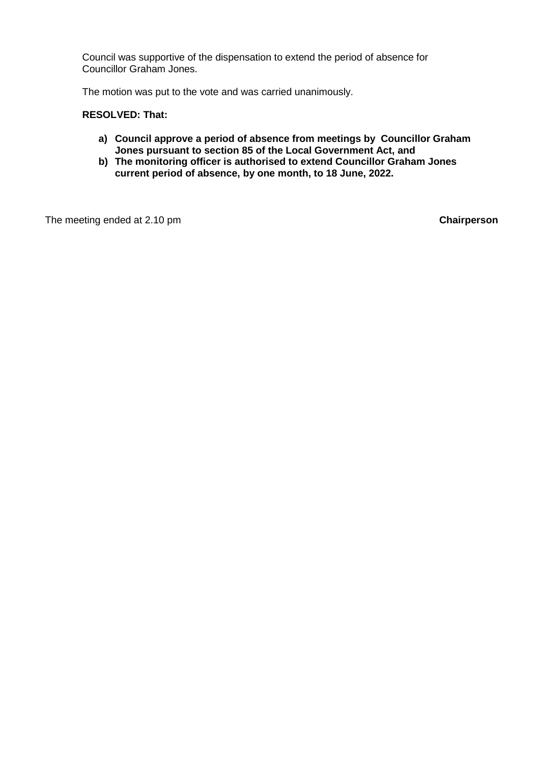Council was supportive of the dispensation to extend the period of absence for Councillor Graham Jones.

The motion was put to the vote and was carried unanimously.

**RESOLVED: That:**

a) **Council approve a period of absence from meetings by Councillor Graham Jones pursuant to section 85 of the Local Government Act, and**
b) **The monitoring officer is authorised to extend Councillor Graham Jones current period of absence, by one month, to 18 June, 2022.**

The meeting ended at 2.10 pm **Chairperson**